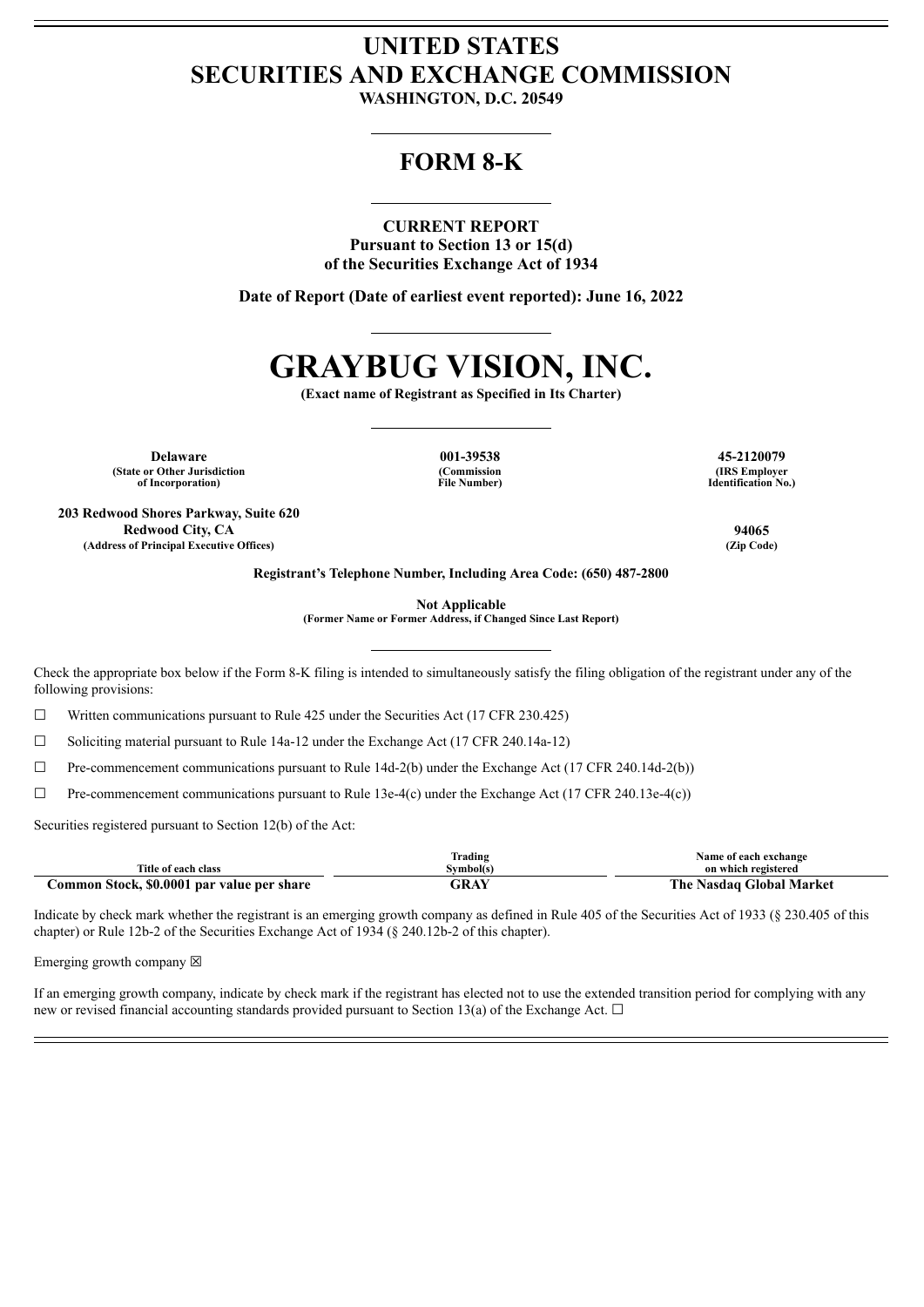# UNITED STATES
# SECURITIES AND EXCHANGE COMMISSION

**WASHINGTON, D.C. 20549**

## FORM 8-K

**CURRENT REPORT**
**Pursuant to Section 13 or 15(d)**
**of the Securities Exchange Act of 1934**

**Date of Report (Date of earliest event reported): June 16, 2022**

# GRAYBUG VISION, INC.

**(Exact name of Registrant as Specified in Its Charter)**

| Delaware | 001-39538 | 45-2120079 |
|---|---|---|
| (State or Other Jurisdiction of Incorporation) | (Commission File Number) | (IRS Employer Identification No.) |

| 203 Redwood Shores Parkway, Suite 620<br>Redwood City, CA | 94065 |
|---|---|
| (Address of Principal Executive Offices) | (Zip Code) |

**Registrant's Telephone Number, Including Area Code: (650) 487-2800**

**Not Applicable**
**(Former Name or Former Address, if Changed Since Last Report)**

Check the appropriate box below if the Form 8-K filing is intended to simultaneously satisfy the filing obligation of the registrant under any of the following provisions:

☐ Written communications pursuant to Rule 425 under the Securities Act (17 CFR 230.425)

☐ Soliciting material pursuant to Rule 14a-12 under the Exchange Act (17 CFR 240.14a-12)

☐ Pre-commencement communications pursuant to Rule 14d-2(b) under the Exchange Act (17 CFR 240.14d-2(b))

☐ Pre-commencement communications pursuant to Rule 13e-4(c) under the Exchange Act (17 CFR 240.13e-4(c))

Securities registered pursuant to Section 12(b) of the Act:

| Title of each class | Trading Symbol(s) | Name of each exchange on which registered |
|---|---|---|
| **Common Stock, $0.0001 par value per share** | **GRAY** | **The Nasdaq Global Market** |

Indicate by check mark whether the registrant is an emerging growth company as defined in Rule 405 of the Securities Act of 1933 (§ 230.405 of this chapter) or Rule 12b-2 of the Securities Exchange Act of 1934 (§ 240.12b-2 of this chapter).

Emerging growth company ☒

If an emerging growth company, indicate by check mark if the registrant has elected not to use the extended transition period for complying with any new or revised financial accounting standards provided pursuant to Section 13(a) of the Exchange Act. ☐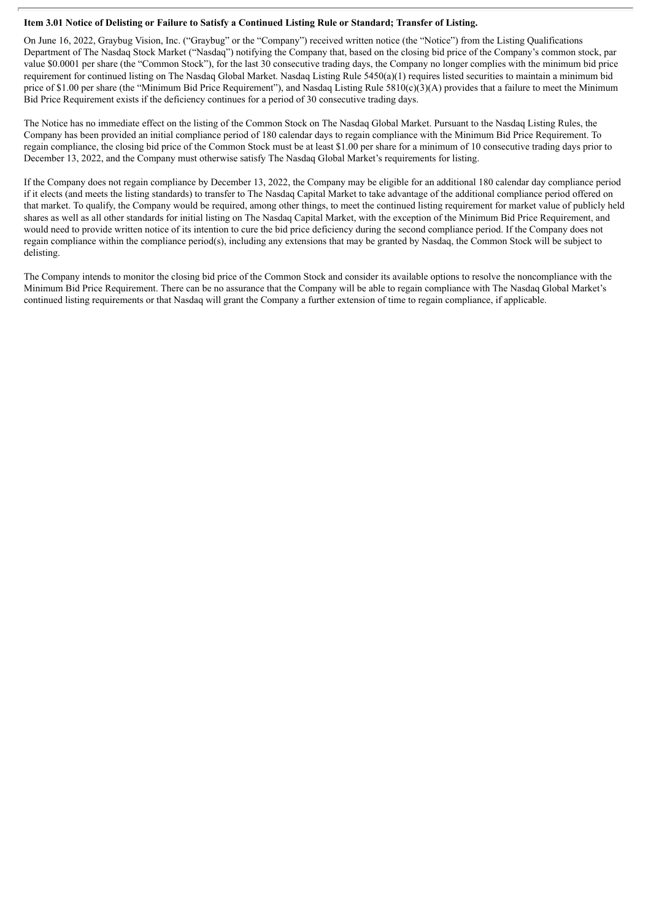**Item 3.01 Notice of Delisting or Failure to Satisfy a Continued Listing Rule or Standard; Transfer of Listing.**

On June 16, 2022, Graybug Vision, Inc. ("Graybug" or the "Company") received written notice (the "Notice") from the Listing Qualifications Department of The Nasdaq Stock Market ("Nasdaq") notifying the Company that, based on the closing bid price of the Company's common stock, par value $0.0001 per share (the "Common Stock"), for the last 30 consecutive trading days, the Company no longer complies with the minimum bid price requirement for continued listing on The Nasdaq Global Market. Nasdaq Listing Rule 5450(a)(1) requires listed securities to maintain a minimum bid price of $1.00 per share (the "Minimum Bid Price Requirement"), and Nasdaq Listing Rule 5810(c)(3)(A) provides that a failure to meet the Minimum Bid Price Requirement exists if the deficiency continues for a period of 30 consecutive trading days.

The Notice has no immediate effect on the listing of the Common Stock on The Nasdaq Global Market. Pursuant to the Nasdaq Listing Rules, the Company has been provided an initial compliance period of 180 calendar days to regain compliance with the Minimum Bid Price Requirement. To regain compliance, the closing bid price of the Common Stock must be at least $1.00 per share for a minimum of 10 consecutive trading days prior to December 13, 2022, and the Company must otherwise satisfy The Nasdaq Global Market's requirements for listing.

If the Company does not regain compliance by December 13, 2022, the Company may be eligible for an additional 180 calendar day compliance period if it elects (and meets the listing standards) to transfer to The Nasdaq Capital Market to take advantage of the additional compliance period offered on that market. To qualify, the Company would be required, among other things, to meet the continued listing requirement for market value of publicly held shares as well as all other standards for initial listing on The Nasdaq Capital Market, with the exception of the Minimum Bid Price Requirement, and would need to provide written notice of its intention to cure the bid price deficiency during the second compliance period. If the Company does not regain compliance within the compliance period(s), including any extensions that may be granted by Nasdaq, the Common Stock will be subject to delisting.

The Company intends to monitor the closing bid price of the Common Stock and consider its available options to resolve the noncompliance with the Minimum Bid Price Requirement. There can be no assurance that the Company will be able to regain compliance with The Nasdaq Global Market's continued listing requirements or that Nasdaq will grant the Company a further extension of time to regain compliance, if applicable.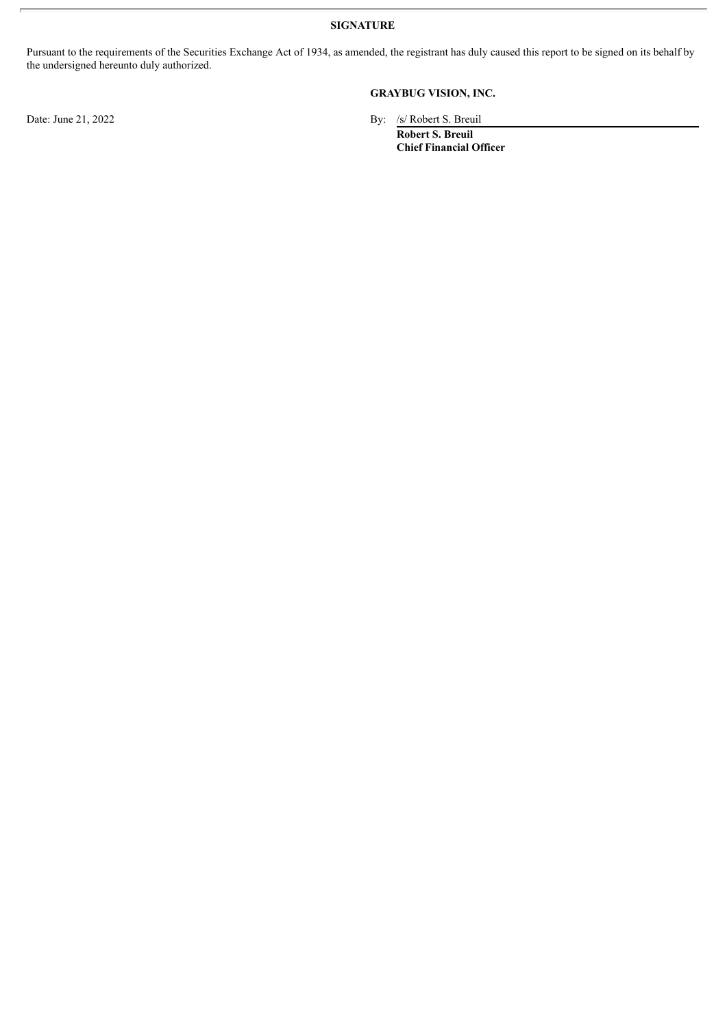**SIGNATURE**

Pursuant to the requirements of the Securities Exchange Act of 1934, as amended, the registrant has duly caused this report to be signed on its behalf by the undersigned hereunto duly authorized.

**GRAYBUG VISION, INC.**

Date: June 21, 2022

By: /s/ Robert S. Breuil

**Robert S. Breuil**
**Chief Financial Officer**